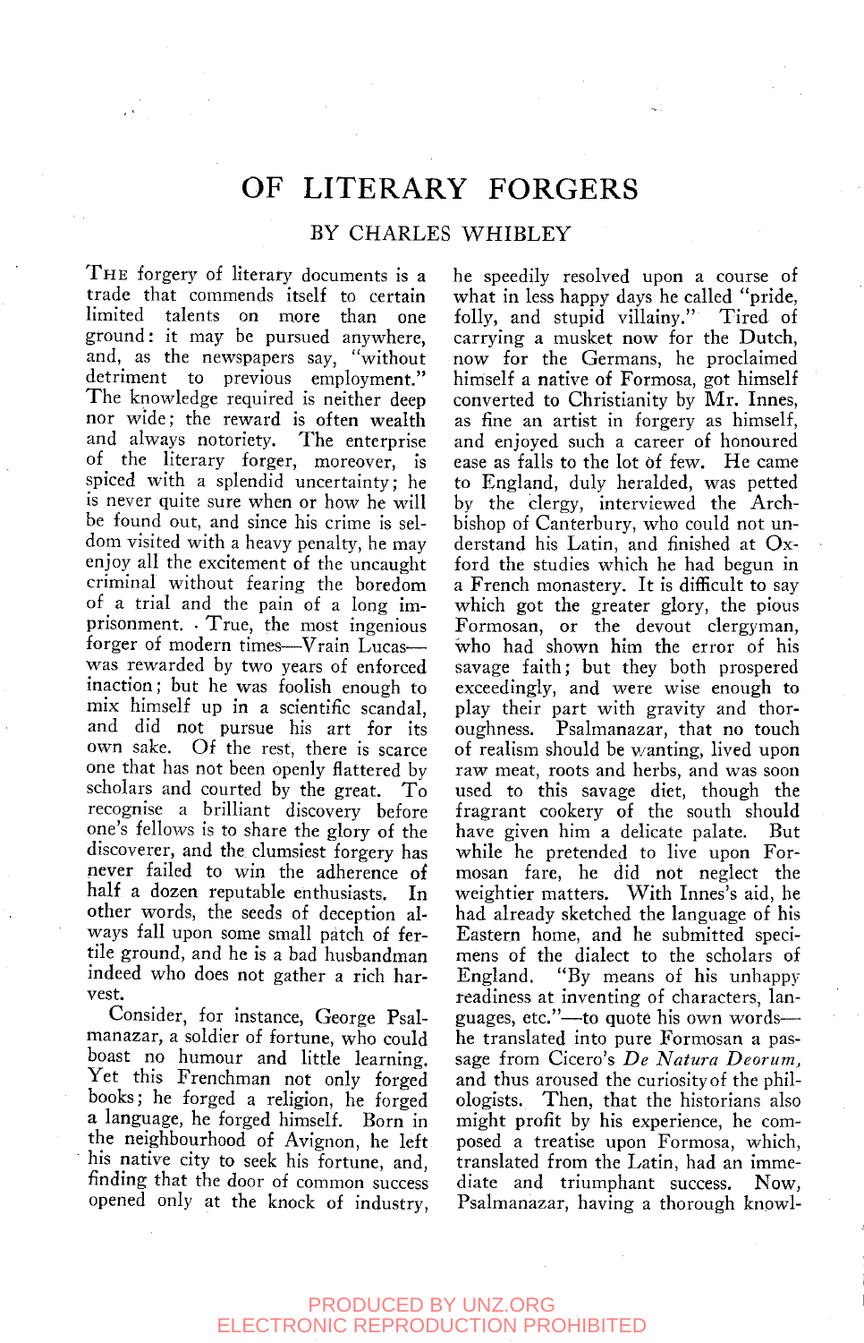# OF LITERARY FORGERS

## BY CHARLES WHIBLEY

THE forgery of literary documents is a trade that commends itself to certain limited talents on more than one ground: it may be pursued anywhere, and, as the newspapers say, "without detriment to previous employment." The knowledge required is neither deep nor wide; the reward is often wealth and always notoriety. The enterprise of the literary forger, moreover, is spiced with a splendid uncertainty; he is never quite sure when or how he will be found out, and since his crime is seldom visited with a heavy penalty, he may enjoy all the excitement of the uncaught criminal without fearing the boredom of a trial and the pain of a long imprisonment. True, the most ingenious forger of modern times—Vrain Lucas—was rewarded by two years of enforced inaction; but he was foolish enough to mix himself up in a scientific scandal, and did not pursue his art for its own sake. Of the rest, there is scarce one that has not been openly flattered by scholars and courted by the great. To recognise a brilliant discovery before one's fellows is to share the glory of the discoverer, and the clumsiest forgery has never failed to win the adherence of half a dozen reputable enthusiasts. In other words, the seeds of deception always fall upon some small patch of fertile ground, and he is a bad husbandman indeed who does not gather a rich harvest.

Consider, for instance, George Psalmanazar, a soldier of fortune, who could boast no humour and little learning. Yet this Frenchman not only forged books; he forged a religion, he forged a language, he forged himself. Born in the neighbourhood of Avignon, he left his native city to seek his fortune, and, finding that the door of common success opened only at the knock of industry, he speedily resolved upon a course of what in less happy days he called "pride, folly, and stupid villainy." Tired of carrying a musket now for the Dutch, now for the Germans, he proclaimed himself a native of Formosa, got himself converted to Christianity by Mr. Innes, as fine an artist in forgery as himself, and enjoyed such a career of honoured ease as falls to the lot of few. He came to England, duly heralded, was petted by the clergy, interviewed the Archbishop of Canterbury, who could not understand his Latin, and finished at Oxford the studies which he had begun in a French monastery. It is difficult to say which got the greater glory, the pious Formosan, or the devout clergyman, who had shown him the error of his savage faith; but they both prospered exceedingly, and were wise enough to play their part with gravity and thoroughness. Psalmanazar, that no touch of realism should be wanting, lived upon raw meat, roots and herbs, and was soon used to this savage diet, though the fragrant cookery of the south should have given him a delicate palate. But while he pretended to live upon Formosan fare, he did not neglect the weightier matters. With Innes's aid, he had already sketched the language of his Eastern home, and he submitted specimens of the dialect to the scholars of England. "By means of his unhappy readiness at inventing of characters, languages, etc."—to quote his own words—he translated into pure Formosan a passage from Cicero's *De Natura Deorum*, and thus aroused the curiosity of the philologists. Then, that the historians also might profit by his experience, he composed a treatise upon Formosa, which, translated from the Latin, had an immediate and triumphant success. Now, Psalmanazar, having a thorough knowl-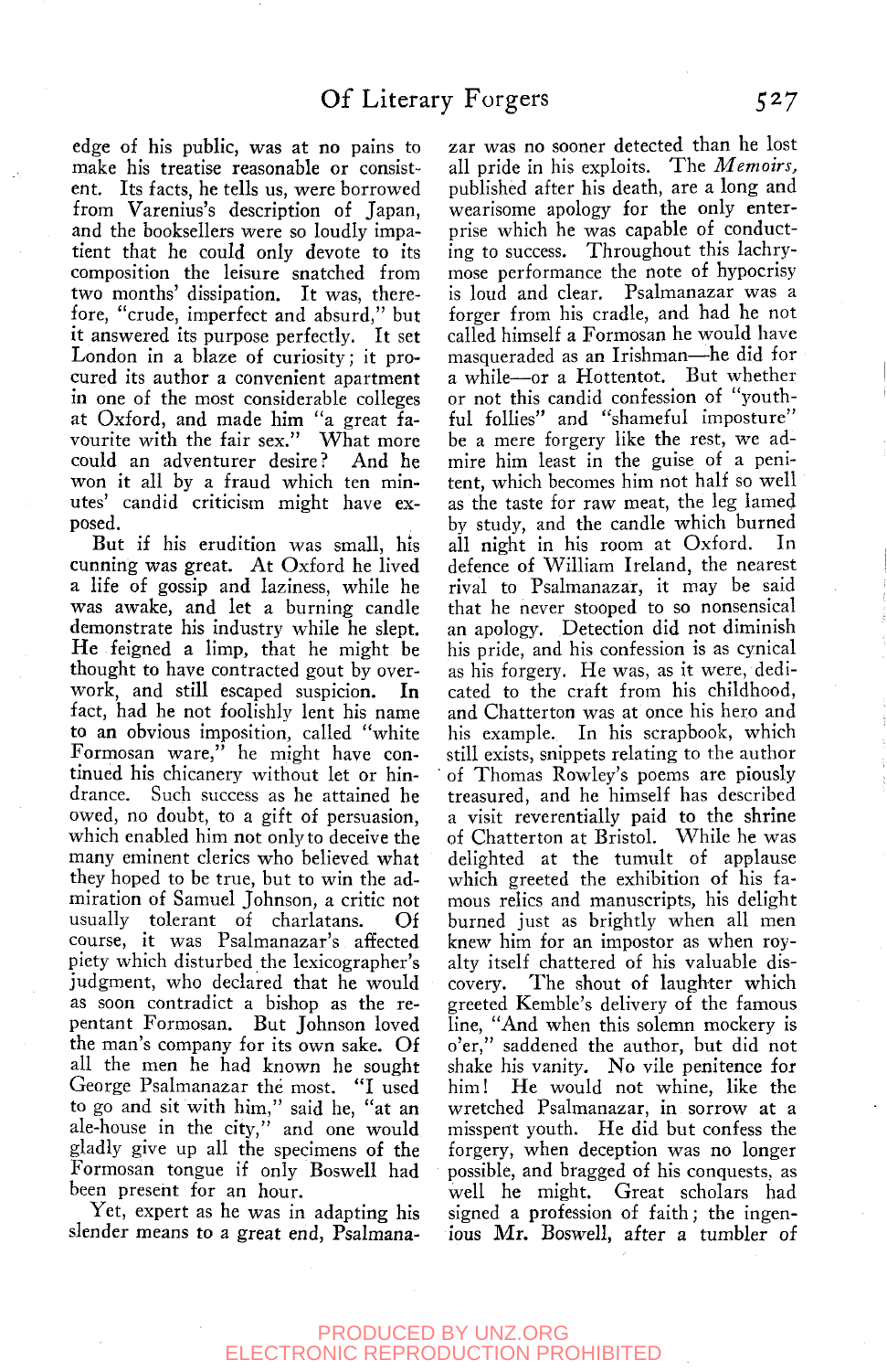edge of his public, was at no pains to make his treatise reasonable or consistent. Its facts, he tells us, were borrowed from Varenius's description of Japan, and the booksellers were so loudly impatient that he could only devote to its composition the leisure snatched from two months' dissipation. It was, therefore, "crude, imperfect and absurd," but it answered its purpose perfectly. It set London in a blaze of curiosity; it procured its author a convenient apartment in one of the most considerable colleges at Oxford, and made him "a great favourite with the fair sex." What more could an adventurer desire? And he won it all by a fraud which ten minutes' candid criticism might have exposed.

But if his erudition was small, his cunning was great. At Oxford he lived a life of gossip and laziness, while he was awake, and let a burning candle demonstrate his industry while he slept. He feigned a limp, that he might be thought to have contracted gout by overwork, and still escaped suspicion. In fact, had he not foolishly lent his name to an obvious imposition, called "white Formosan ware," he might have continued his chicanery without let or hindrance. Such success as he attained he owed, no doubt, to a gift of persuasion, which enabled him not only to deceive the many eminent clerics who believed what they hoped to be true, but to win the admiration of Samuel Johnson, a critic not usually tolerant of charlatans. Of course, it was Psalmanazar's affected piety which disturbed the lexicographer's judgment, who declared that he would as soon contradict a bishop as the repentant Formosan. But Johnson loved the man's company for its own sake. Of all the men he had known he sought George Psalmanazar the most. "I used to go and sit with him," said he, "at an ale-house in the city," and one would gladly give up all the specimens of the Formosan tongue if only Boswell had been present for an hour.

Yet, expert as he was in adapting his slender means to a great end, Psalmanazar was no sooner detected than he lost all pride in his exploits. The *Memoirs,* published after his death, are a long and wearisome apology for the only enterprise which he was capable of conducting to success. Throughout this lachrymose performance the note of hypocrisy is loud and clear. Psalmanazar was a forger from his cradle, and had he not called himself a Formosan he would have masqueraded as an Irishman—he did for a while—or a Hottentot. But whether or not this candid confession of "youthful follies" and "shameful imposture" be a mere forgery like the rest, we admire him least in the guise of a penitent, which becomes him not half so well as the taste for raw meat, the leg lamed by study, and the candle which burned all night in his room at Oxford. In defence of William Ireland, the nearest rival to Psalmanazar, it may be said that he never stooped to so nonsensical an apology. Detection did not diminish his pride, and his confession is as cynical as his forgery. He was, as it were, dedicated to the craft from his childhood, and Chatterton was at once his hero and his example. In his scrapbook, which still exists, snippets relating to the author of Thomas Rowley's poems are piously treasured, and he himself has described a visit reverentially paid to the shrine of Chatterton at Bristol. While he was delighted at the tumult of applause which greeted the exhibition of his famous relics and manuscripts, his delight burned just as brightly when all men knew him for an impostor as when royalty itself chattered of his valuable discovery. The shout of laughter which greeted Kemble's delivery of the famous line, "And when this solemn mockery is o'er," saddened the author, but did not shake his vanity. No vile penitence for him! He would not whine, like the wretched Psalmanazar, in sorrow at a misspent youth. He did but confess the forgery, when deception was no longer possible, and bragged of his conquests, as well he might. Great scholars had signed a profession of faith; the ingenious Mr. Boswell, after a tumbler of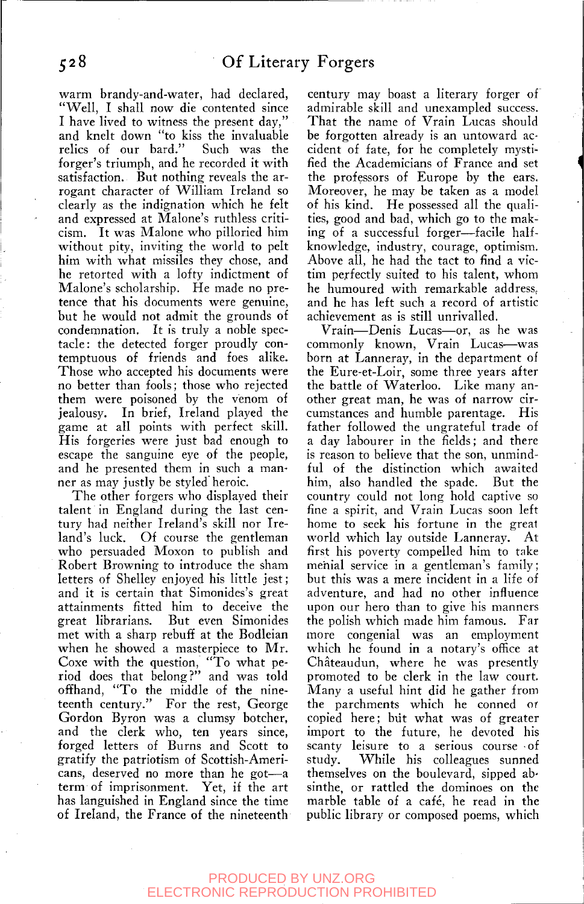warm brandy-and-water, had declared, "Well, I shall now die contented since I have lived to witness the present day," and knelt down "to kiss the invaluable relics of our bard." Such was the forger's triumph, and he recorded it with satisfaction. But nothing reveals the arrogant character of William Ireland so clearly as the indignation which he felt and expressed at Malone's ruthless criticism. It was Malone who pilloried him without pity, inviting the world to pelt him with what missiles they chose, and he retorted with a lofty indictment of Malone's scholarship. He made no pretence that his documents were genuine, but he would not admit the grounds of condemnation. It is truly a noble spectacle: the detected forger proudly contemptuous of friends and foes alike. Those who accepted his documents were no better than fools; those who rejected them were poisoned by the venom of jealousy. In brief, Ireland played the game at all points with perfect skill. His forgeries were just bad enough to escape the sanguine eye of the people, and he presented them in such a manner as may justly be styled heroic.

The other forgers who displayed their talent in England during the last century had neither Ireland's skill nor Ireland's luck. Of course the gentleman who persuaded Moxon to publish and Robert Browning to introduce the sham letters of Shelley enjoyed his little jest; and it is certain that Simonides's great attainments fitted him to deceive the great librarians. But even Simonides met with a sharp rebuff at the Bodleian when he showed a masterpiece to Mr. Coxe with the question, "To what period does that belong?" and was told offhand, "To the middle of the nineteenth century." For the rest, George Gordon Byron was a clumsy botcher, and the clerk who, ten years since, forged letters of Burns and Scott to gratify the patriotism of Scottish-Americans, deserved no more than he got—a term of imprisonment. Yet, if the art has languished in England since the time of Ireland, the France of the nineteenth century may boast a literary forger of admirable skill and unexampled success. That the name of Vrain Lucas should be forgotten already is an untoward accident of fate, for he completely mystified the Academicians of France and set the professors of Europe by the ears. Moreover, he may be taken as a model of his kind. He possessed all the qualities, good and bad, which go to the making of a successful forger—facile half-knowledge, industry, courage, optimism. Above all, he had the tact to find a victim perfectly suited to his talent, whom he humoured with remarkable address, and he has left such a record of artistic achievement as is still unrivalled.

Vrain—Denis Lucas—or, as he was commonly known, Vrain Lucas—was born at Lanneray, in the department of the Eure-et-Loir, some three years after the battle of Waterloo. Like many another great man, he was of narrow circumstances and humble parentage. His father followed the ungrateful trade of a day labourer in the fields; and there is reason to believe that the son, unmindful of the distinction which awaited him, also handled the spade. But the country could not long hold captive so fine a spirit, and Vrain Lucas soon left home to seek his fortune in the great world which lay outside Lanneray. At first his poverty compelled him to take menial service in a gentleman's family; but this was a mere incident in a life of adventure, and had no other influence upon our hero than to give his manners the polish which made him famous. Far more congenial was an employment which he found in a notary's office at Châteaudun, where he was presently promoted to be clerk in the law court. Many a useful hint did he gather from the parchments which he conned or copied here; but what was of greater import to the future, he devoted his scanty leisure to a serious course of study. While his colleagues sunned themselves on the boulevard, sipped absinthe, or rattled the dominoes on the marble table of a café, he read in the public library or composed poems, which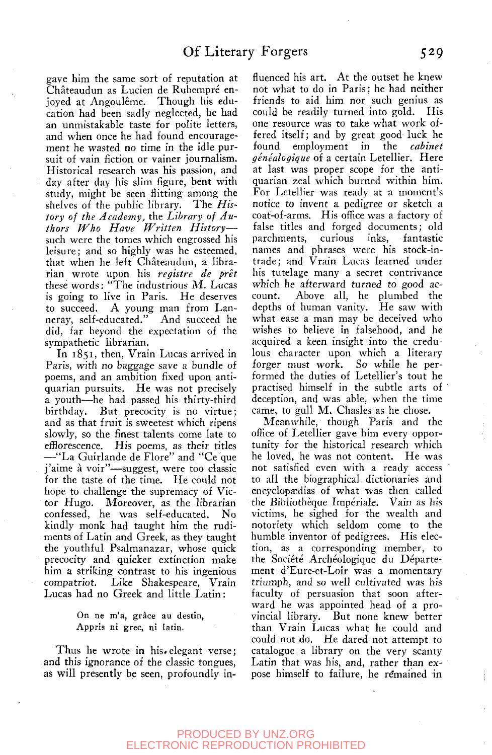gave him the same sort of reputation at Châteaudun as Lucien de Rubempré enjoyed at Angoulême. Though his education had been sadly neglected, he had an unmistakable taste for polite letters, and when once he had found encouragement he wasted no time in the idle pursuit of vain fiction or vainer journalism. Historical research was his passion, and day after day his slim figure, bent with study, might be seen flitting among the shelves of the public library. The *History of the Academy*, the *Library of Authors Who Have Written History*—such were the tomes which engrossed his leisure; and so highly was he esteemed, that when he left Châteaudun, a librarian wrote upon his *registre de prêt* these words: "The industrious M. Lucas is going to live in Paris. He deserves to succeed. A young man from Lanneray, self-educated." And succeed he did, far beyond the expectation of the sympathetic librarian.

In 1851, then, Vrain Lucas arrived in Paris, with no baggage save a bundle of poems, and an ambition fixed upon antiquarian pursuits. He was not precisely a youth—he had passed his thirty-third birthday. But precocity is no virtue; and as that fruit is sweetest which ripens slowly, so the finest talents come late to efflorescence. His poems, as their titles—"La Guirlande de Flore" and "Ce que j'aime à voir"—suggest, were too classic for the taste of the time. He could not hope to challenge the supremacy of Victor Hugo. Moreover, as the librarian confessed, he was self-educated. No kindly monk had taught him the rudiments of Latin and Greek, as they taught the youthful Psalmanazar, whose quick precocity and quicker extinction make him a striking contrast to his ingenious compatriot. Like Shakespeare, Vrain Lucas had no Greek and little Latin:

> On ne m'a, grâce au destin,
> Appris ni grec, ni latin.

Thus he wrote in his elegant verse; and this ignorance of the classic tongues, as will presently be seen, profoundly influenced his art. At the outset he knew not what to do in Paris; he had neither friends to aid him nor such genius as could be readily turned into gold. His one resource was to take what work offered itself; and by great good luck he found employment in the *cabinet généalogique* of a certain Letellier. Here at last was proper scope for the antiquarian zeal which burned within him. For Letellier was ready at a moment's notice to invent a pedigree or sketch a coat-of-arms. His office was a factory of false titles and forged documents; old parchments, curious inks, fantastic names and phrases were his stock-in-trade; and Vrain Lucas learned under his tutelage many a secret contrivance which he afterward turned to good account. Above all, he plumbed the depths of human vanity. He saw with what ease a man may be deceived who wishes to believe in falsehood, and he acquired a keen insight into the credulous character upon which a literary forger must work. So while he performed the duties of Letellier's tout he practised himself in the subtle arts of deception, and was able, when the time came, to gull M. Chasles as he chose.

Meanwhile, though Paris and the office of Letellier gave him every opportunity for the historical research which he loved, he was not content. He was not satisfied even with a ready access to all the biographical dictionaries and encyclopædias of what was then called the Bibliothèque Impériale. Vain as his victims, he sighed for the wealth and notoriety which seldom come to the humble inventor of pedigrees. His election, as a corresponding member, to the Société Archéologique du Département d'Eure-et-Loir was a momentary triumph, and so well cultivated was his faculty of persuasion that soon afterward he was appointed head of a provincial library. But none knew better than Vrain Lucas what he could and could not do. He dared not attempt to catalogue a library on the very scanty Latin that was his, and, rather than expose himself to failure, he remained in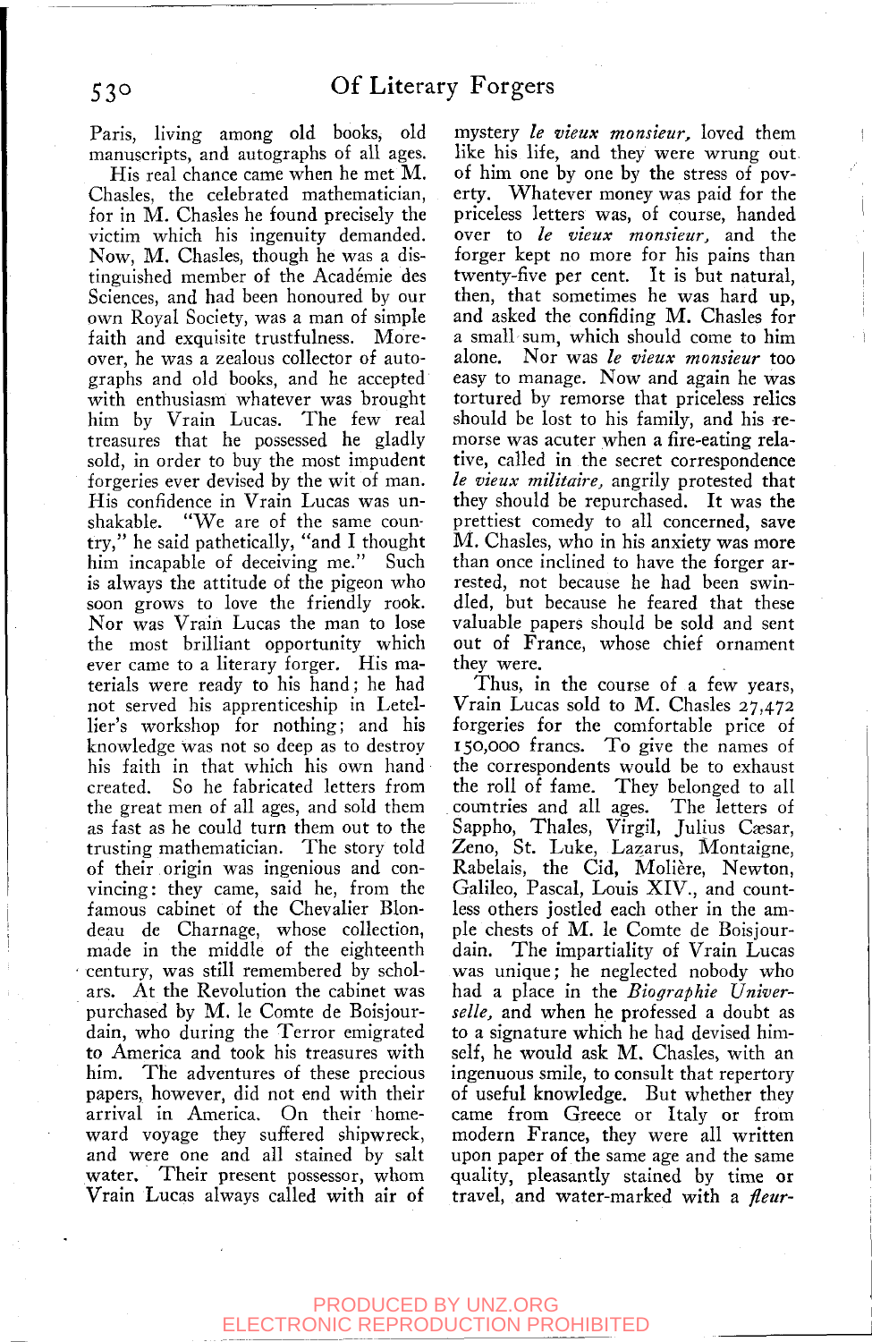Paris, living among old books, old manuscripts, and autographs of all ages.

His real chance came when he met M. Chasles, the celebrated mathematician, for in M. Chasles he found precisely the victim which his ingenuity demanded. Now, M. Chasles, though he was a distinguished member of the Académie des Sciences, and had been honoured by our own Royal Society, was a man of simple faith and exquisite trustfulness. Moreover, he was a zealous collector of autographs and old books, and he accepted with enthusiasm whatever was brought him by Vrain Lucas. The few real treasures that he possessed he gladly sold, in order to buy the most impudent forgeries ever devised by the wit of man. His confidence in Vrain Lucas was unshakable. "We are of the same country," he said pathetically, "and I thought him incapable of deceiving me." Such is always the attitude of the pigeon who soon grows to love the friendly rook. Nor was Vrain Lucas the man to lose the most brilliant opportunity which ever came to a literary forger. His materials were ready to his hand; he had not served his apprenticeship in Letellier's workshop for nothing; and his knowledge was not so deep as to destroy his faith in that which his own hand created. So he fabricated letters from the great men of all ages, and sold them as fast as he could turn them out to the trusting mathematician. The story told of their origin was ingenious and convincing: they came, said he, from the famous cabinet of the Chevalier Blondeau de Charnage, whose collection, made in the middle of the eighteenth century, was still remembered by scholars. At the Revolution the cabinet was purchased by M. le Comte de Boisjourdain, who during the Terror emigrated to America and took his treasures with him. The adventures of these precious papers, however, did not end with their arrival in America. On their homeward voyage they suffered shipwreck, and were one and all stained by salt water. Their present possessor, whom Vrain Lucas always called with air of mystery *le vieux monsieur,* loved them like his life, and they were wrung out of him one by one by the stress of poverty. Whatever money was paid for the priceless letters was, of course, handed over to *le vieux monsieur*, and the forger kept no more for his pains than twenty-five per cent. It is but natural, then, that sometimes he was hard up, and asked the confiding M. Chasles for a small sum, which should come to him alone. Nor was *le vieux monsieur* too easy to manage. Now and again he was tortured by remorse that priceless relics should be lost to his family, and his remorse was acuter when a fire-eating relative, called in the secret correspondence *le vieux militaire,* angrily protested that they should be repurchased. It was the prettiest comedy to all concerned, save M. Chasles, who in his anxiety was more than once inclined to have the forger arrested, not because he had been swindled, but because he feared that these valuable papers should be sold and sent out of France, whose chief ornament they were.

Thus, in the course of a few years, Vrain Lucas sold to M. Chasles 27,472 forgeries for the comfortable price of 150,000 francs. To give the names of the correspondents would be to exhaust the roll of fame. They belonged to all countries and all ages. The letters of Sappho, Thales, Virgil, Julius Cæsar, Zeno, St. Luke, Lazarus, Montaigne, Rabelais, the Cid, Molière, Newton, Galileo, Pascal, Louis XIV., and countless others jostled each other in the ample chests of M. le Comte de Boisjourdain. The impartiality of Vrain Lucas was unique; he neglected nobody who had a place in the *Biographie Universelle,* and when he professed a doubt as to a signature which he had devised himself, he would ask M. Chasles, with an ingenuous smile, to consult that repertory of useful knowledge. But whether they came from Greece or Italy or from modern France, they were all written upon paper of the same age and the same quality, pleasantly stained by time or travel, and water-marked with a *fleur-*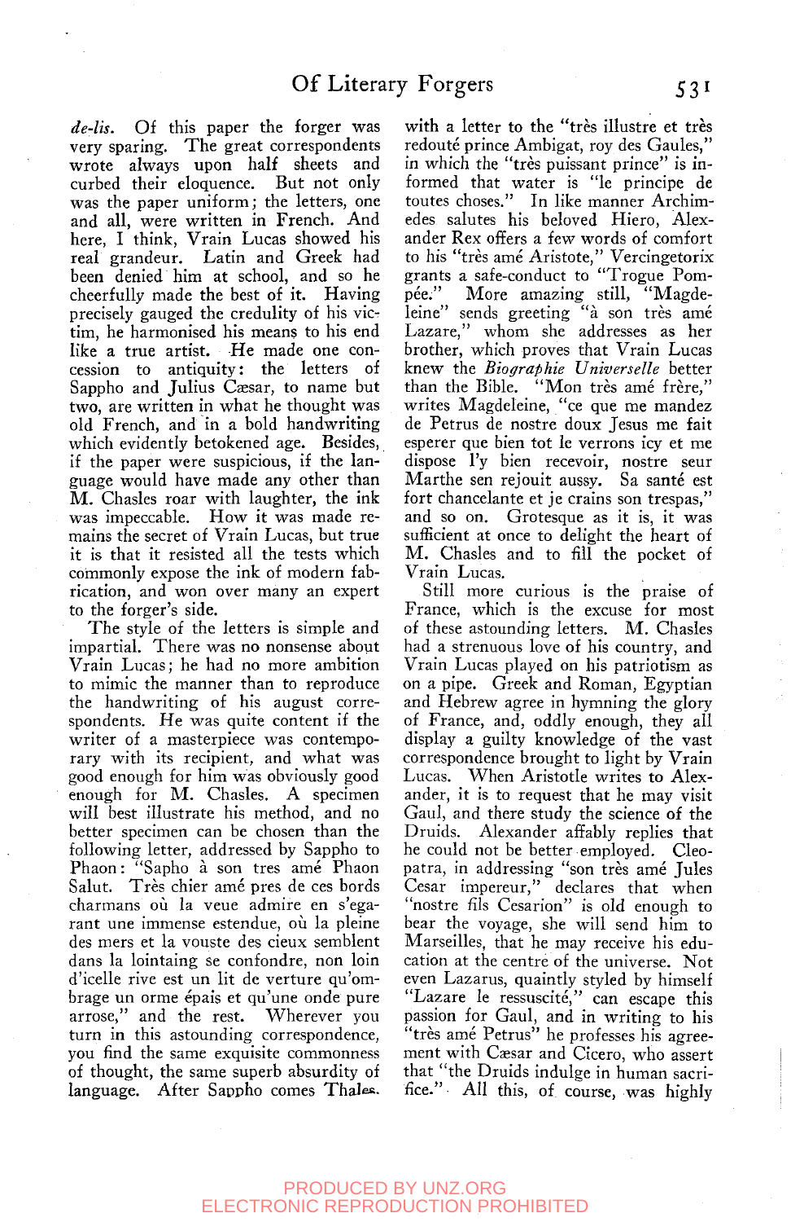*de-lis*. Of this paper the forger was very sparing. The great correspondents wrote always upon half sheets and curbed their eloquence. But not only was the paper uniform; the letters, one and all, were written in French. And here, I think, Vrain Lucas showed his real grandeur. Latin and Greek had been denied him at school, and so he cheerfully made the best of it. Having precisely gauged the credulity of his victim, he harmonised his means to his end like a true artist. He made one concession to antiquity: the letters of Sappho and Julius Cæsar, to name but two, are written in what he thought was old French, and in a bold handwriting which evidently betokened age. Besides, if the paper were suspicious, if the language would have made any other than M. Chasles roar with laughter, the ink was impeccable. How it was made remains the secret of Vrain Lucas, but true it is that it resisted all the tests which commonly expose the ink of modern fabrication, and won over many an expert to the forger's side.

The style of the letters is simple and impartial. There was no nonsense about Vrain Lucas; he had no more ambition to mimic the manner than to reproduce the handwriting of his august correspondents. He was quite content if the writer of a masterpiece was contemporary with its recipient, and what was good enough for him was obviously good enough for M. Chasles. A specimen will best illustrate his method, and no better specimen can be chosen than the following letter, addressed by Sappho to Phaon: "Sapho à son tres amé Phaon Salut. Très chier amé pres de ces bords charmans où la veue admire en s'egarant une immense estendue, où la pleine des mers et la vouste des cieux semblent dans la lointaing se confondre, non loin d'icelle rive est un lit de verture qu'ombrage un orme épais et qu'une onde pure arrose," and the rest. Wherever you turn in this astounding correspondence, you find the same exquisite commonness of thought, the same superb absurdity of language. After Sappho comes Thales, with a letter to the "très illustre et très redouté prince Ambigat, roy des Gaules," in which the "très puissant prince" is informed that water is "le principe de toutes choses." In like manner Archimedes salutes his beloved Hiero, Alexander Rex offers a few words of comfort to his "très amé Aristote," Vercingetorix grants a safe-conduct to "Trogue Pompée." More amazing still, "Magdeleine" sends greeting "à son très amé Lazare," whom she addresses as her brother, which proves that Vrain Lucas knew the *Biographie Universelle* better than the Bible. "Mon très amé frère," writes Magdeleine, "ce que me mandez de Petrus de nostre doux Jesus me fait esperer que bien tot le verrons icy et me dispose l'y bien recevoir, nostre seur Marthe sen rejouit aussy. Sa santé est fort chancelante et je crains son trespas," and so on. Grotesque as it is, it was sufficient at once to delight the heart of M. Chasles and to fill the pocket of Vrain Lucas.

Still more curious is the praise of France, which is the excuse for most of these astounding letters. M. Chasles had a strenuous love of his country, and Vrain Lucas played on his patriotism as on a pipe. Greek and Roman, Egyptian and Hebrew agree in hymning the glory of France, and, oddly enough, they all display a guilty knowledge of the vast correspondence brought to light by Vrain Lucas. When Aristotle writes to Alexander, it is to request that he may visit Gaul, and there study the science of the Druids. Alexander affably replies that he could not be better employed. Cleopatra, in addressing "son très amé Jules Cesar impereur," declares that when "nostre fils Cesarion" is old enough to bear the voyage, she will send him to Marseilles, that he may receive his education at the centre of the universe. Not even Lazarus, quaintly styled by himself "Lazare le ressuscité," can escape this passion for Gaul, and in writing to his "très amé Petrus" he professes his agreement with Cæsar and Cicero, who assert that "the Druids indulge in human sacrifice." All this, of course, was highly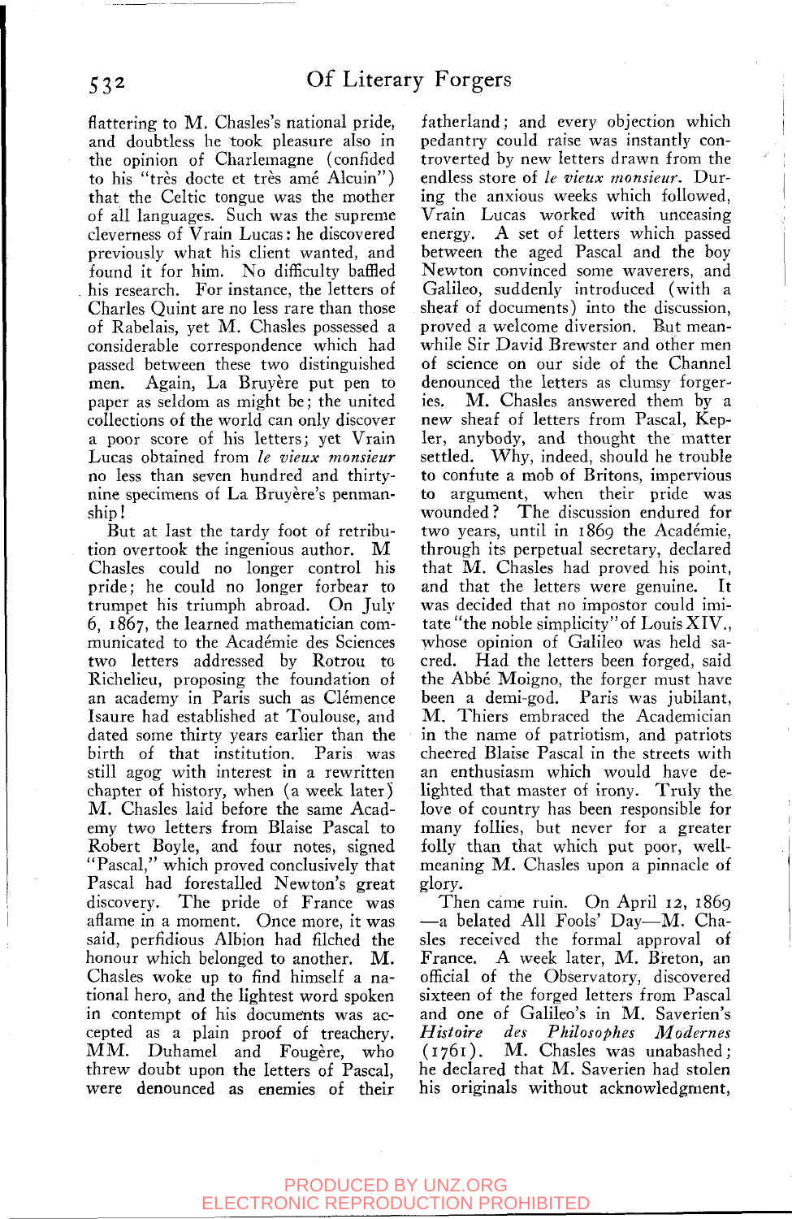flattering to M. Chasles's national pride, and doubtless he took pleasure also in the opinion of Charlemagne (confided to his "très docte et très amé Alcuin") that the Celtic tongue was the mother of all languages. Such was the supreme cleverness of Vrain Lucas: he discovered previously what his client wanted, and found it for him. No difficulty baffled his research. For instance, the letters of Charles Quint are no less rare than those of Rabelais, yet M. Chasles possessed a considerable correspondence which had passed between these two distinguished men. Again, La Bruyère put pen to paper as seldom as might be; the united collections of the world can only discover a poor score of his letters; yet Vrain Lucas obtained from *le vieux monsieur* no less than seven hundred and thirty-nine specimens of La Bruyère's penmanship!

But at last the tardy foot of retribution overtook the ingenious author. M Chasles could no longer control his pride; he could no longer forbear to trumpet his triumph abroad. On July 6, 1867, the learned mathematician communicated to the Académie des Sciences two letters addressed by Rotrou to Richelieu, proposing the foundation of an academy in Paris such as Clémence Isaure had established at Toulouse, and dated some thirty years earlier than the birth of that institution. Paris was still agog with interest in a rewritten chapter of history, when (a week later) M. Chasles laid before the same Academy two letters from Blaise Pascal to Robert Boyle, and four notes, signed "Pascal," which proved conclusively that Pascal had forestalled Newton's great discovery. The pride of France was aflame in a moment. Once more, it was said, perfidious Albion had filched the honour which belonged to another. M. Chasles woke up to find himself a national hero, and the lightest word spoken in contempt of his documents was accepted as a plain proof of treachery. MM. Duhamel and Fougère, who threw doubt upon the letters of Pascal, were denounced as enemies of their fatherland; and every objection which pedantry could raise was instantly controverted by new letters drawn from the endless store of *le vieux monsieur*. During the anxious weeks which followed, Vrain Lucas worked with unceasing energy. A set of letters which passed between the aged Pascal and the boy Newton convinced some waverers, and Galileo, suddenly introduced (with a sheaf of documents) into the discussion, proved a welcome diversion. But meanwhile Sir David Brewster and other men of science on our side of the Channel denounced the letters as clumsy forgeries. M. Chasles answered them by a new sheaf of letters from Pascal, Kepler, anybody, and thought the matter settled. Why, indeed, should he trouble to confute a mob of Britons, impervious to argument, when their pride was wounded? The discussion endured for two years, until in 1869 the Académie, through its perpetual secretary, declared that M. Chasles had proved his point, and that the letters were genuine. It was decided that no impostor could imitate "the noble simplicity" of Louis XIV., whose opinion of Galileo was held sacred. Had the letters been forged, said the Abbé Moigno, the forger must have been a demi-god. Paris was jubilant, M. Thiers embraced the Academician in the name of patriotism, and patriots cheered Blaise Pascal in the streets with an enthusiasm which would have delighted that master of irony. Truly the love of country has been responsible for many follies, but never for a greater folly than that which put poor, well-meaning M. Chasles upon a pinnacle of glory.

Then came ruin. On April 12, 1869 —a belated All Fools' Day—M. Chasles received the formal approval of France. A week later, M. Breton, an official of the Observatory, discovered sixteen of the forged letters from Pascal and one of Galileo's in M. Saverien's *Histoire des Philosophes Modernes* (1761). M. Chasles was unabashed; he declared that M. Saverien had stolen his originals without acknowledgment,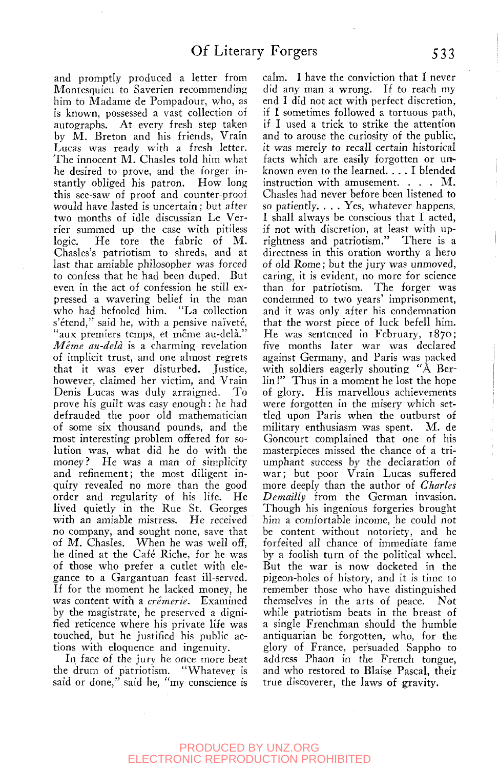and promptly produced a letter from Montesquieu to Saverien recommending him to Madame de Pompadour, who, as is known, possessed a vast collection of autographs. At every fresh step taken by M. Breton and his friends, Vrain Lucas was ready with a fresh letter. The innocent M. Chasles told him what he desired to prove, and the forger instantly obliged his patron. How long this see-saw of proof and counter-proof would have lasted is uncertain; but after two months of idle discussion Le Verrier summed up the case with pitiless logic. He tore the fabric of M. Chasles's patriotism to shreds, and at last that amiable philosopher was forced to confess that he had been duped. But even in the act of confession he still expressed a wavering belief in the man who had befooled him. "La collection s'étend," said he, with a pensive naïveté, "aux premiers temps, et même au-delà." *Même au-delà* is a charming revelation of implicit trust, and one almost regrets that it was ever disturbed. Justice, however, claimed her victim, and Vrain Denis Lucas was duly arraigned. To prove his guilt was easy enough: he had defrauded the poor old mathematician of some six thousand pounds, and the most interesting problem offered for solution was, what did he do with the money? He was a man of simplicity and refinement; the most diligent inquiry revealed no more than the good order and regularity of his life. He lived quietly in the Rue St. Georges with an amiable mistress. He received no company, and sought none, save that of M. Chasles. When he was well off, he dined at the Café Riche, for he was of those who prefer a cutlet with elegance to a Gargantuan feast ill-served. If for the moment he lacked money, he was content with a *crêmerie*. Examined by the magistrate, he preserved a dignified reticence where his private life was touched, but he justified his public actions with eloquence and ingenuity.

In face of the jury he once more beat the drum of patriotism. "Whatever is said or done," said he, "my conscience is calm. I have the conviction that I never did any man a wrong. If to reach my end I did not act with perfect discretion, if I sometimes followed a tortuous path, if I used a trick to strike the attention and to arouse the curiosity of the public, *it was merely to recall certain historical* facts which are easily forgotten or unknown even to the learned. . . . I blended instruction with amusement. . . . M. Chasles had never before been listened to so patiently. . . . Yes, whatever happens, I shall always be conscious that I acted, if not with discretion, at least with uprightness and patriotism." There is a directness in this oration worthy a hero of old Rome; but the jury was unmoved, caring, it is evident, no more for science than for patriotism. The forger was condemned to two years' imprisonment, and it was only after his condemnation that the worst piece of luck befell him. He was sentenced in February, 1870; five months later war was declared against Germany, and Paris was packed with soldiers eagerly shouting "À Berlin!" Thus in a moment he lost the hope of glory. His marvellous achievements were forgotten in the misery which settled upon Paris when the outburst of military enthusiasm was spent. M. de Goncourt complained that one of his masterpieces missed the chance of a triumphant success by the declaration of war; but poor Vrain Lucas suffered more deeply than the author of *Charles Demailly* from the German invasion. Though his ingenious forgeries brought him a comfortable income, he could not be content without notoriety, and he forfeited all chance of immediate fame by a foolish turn of the political wheel. But the war is now docketed in the pigeon-holes of history, and it is time to remember those who have distinguished themselves in the arts of peace. Not while patriotism beats in the breast of a single Frenchman should the humble antiquarian be forgotten, who, for the glory of France, persuaded Sappho to address Phaon in the French tongue, and who restored to Blaise Pascal, their true discoverer, the laws of gravity.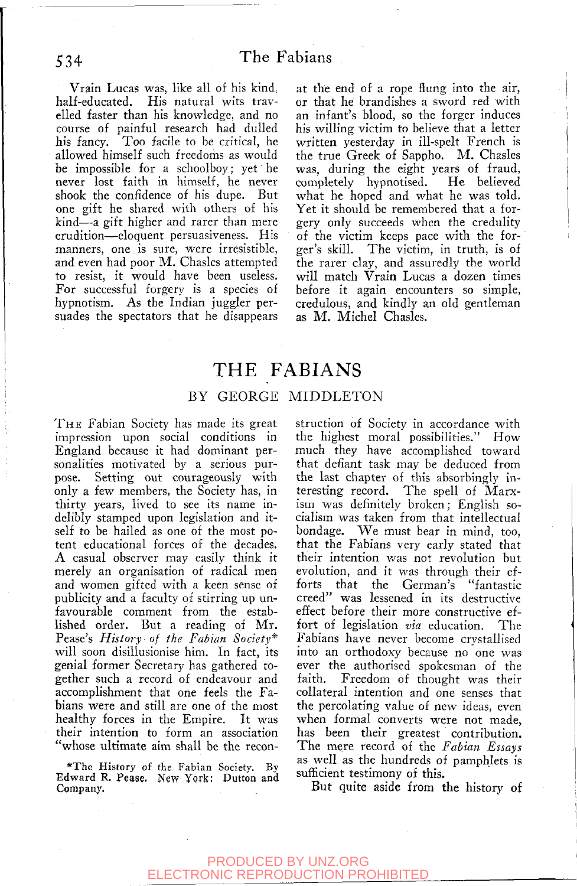Vrain Lucas was, like all of his kind, half-educated. His natural wits travelled faster than his knowledge, and no course of painful research had dulled his fancy. Too facile to be critical, he allowed himself such freedoms as would be impossible for a schoolboy; yet he never lost faith in himself, he never shook the confidence of his dupe. But one gift he shared with others of his kind—a gift higher and rarer than mere erudition—eloquent persuasiveness. His manners, one is sure, were irresistible, and even had poor M. Chasles attempted to resist, it would have been useless. For successful forgery is a species of hypnotism. As the Indian juggler persuades the spectators that he disappears at the end of a rope flung into the air, or that he brandishes a sword red with an infant's blood, so the forger induces his willing victim to believe that a letter written yesterday in ill-spelt French is the true Greek of Sappho. M. Chasles was, during the eight years of fraud, completely hypnotised. He believed what he hoped and what he was told. Yet it should be remembered that a forgery only succeeds when the credulity of the victim keeps pace with the forger's skill. The victim, in truth, is of the rarer clay, and assuredly the world will match Vrain Lucas a dozen times before it again encounters so simple, credulous, and kindly an old gentleman as M. Michel Chasles.

# THE FABIANS

## BY GEORGE MIDDLETON

THE Fabian Society has made its great impression upon social conditions in England because it had dominant personalities motivated by a serious purpose. Setting out courageously with only a few members, the Society has, in thirty years, lived to see its name indelibly stamped upon legislation and itself to be hailed as one of the most potent educational forces of the decades. A casual observer may easily think it merely an organisation of radical men and women gifted with a keen sense of publicity and a faculty of stirring up unfavourable comment from the established order. But a reading of Mr. Pease's *History of the Fabian Society** will soon disillusionise him. In fact, its genial former Secretary has gathered together such a record of endeavour and accomplishment that one feels the Fabians were and still are one of the most healthy forces in the Empire. It was their intention to form an association "whose ultimate aim shall be the reconstruction of Society in accordance with the highest moral possibilities." How much they have accomplished toward that defiant task may be deduced from the last chapter of this absorbingly interesting record. The spell of Marxism was definitely broken; English socialism was taken from that intellectual bondage. We must bear in mind, too, that the Fabians very early stated that their intention was not revolution but evolution, and it was through their efforts that the German's "fantastic creed" was lessened in its destructive effect before their more constructive effort of legislation *via* education. The Fabians have never become crystallised into an orthodoxy because no one was ever the authorised spokesman of the faith. Freedom of thought was their collateral intention and one senses that the percolating value of new ideas, even when formal converts were not made, has been their greatest contribution. The mere record of the *Fabian Essays* as well as the hundreds of pamphlets is sufficient testimony of this.

But quite aside from the history of

*The History of the Fabian Society. By Edward R. Pease. New York: Dutton and Company.